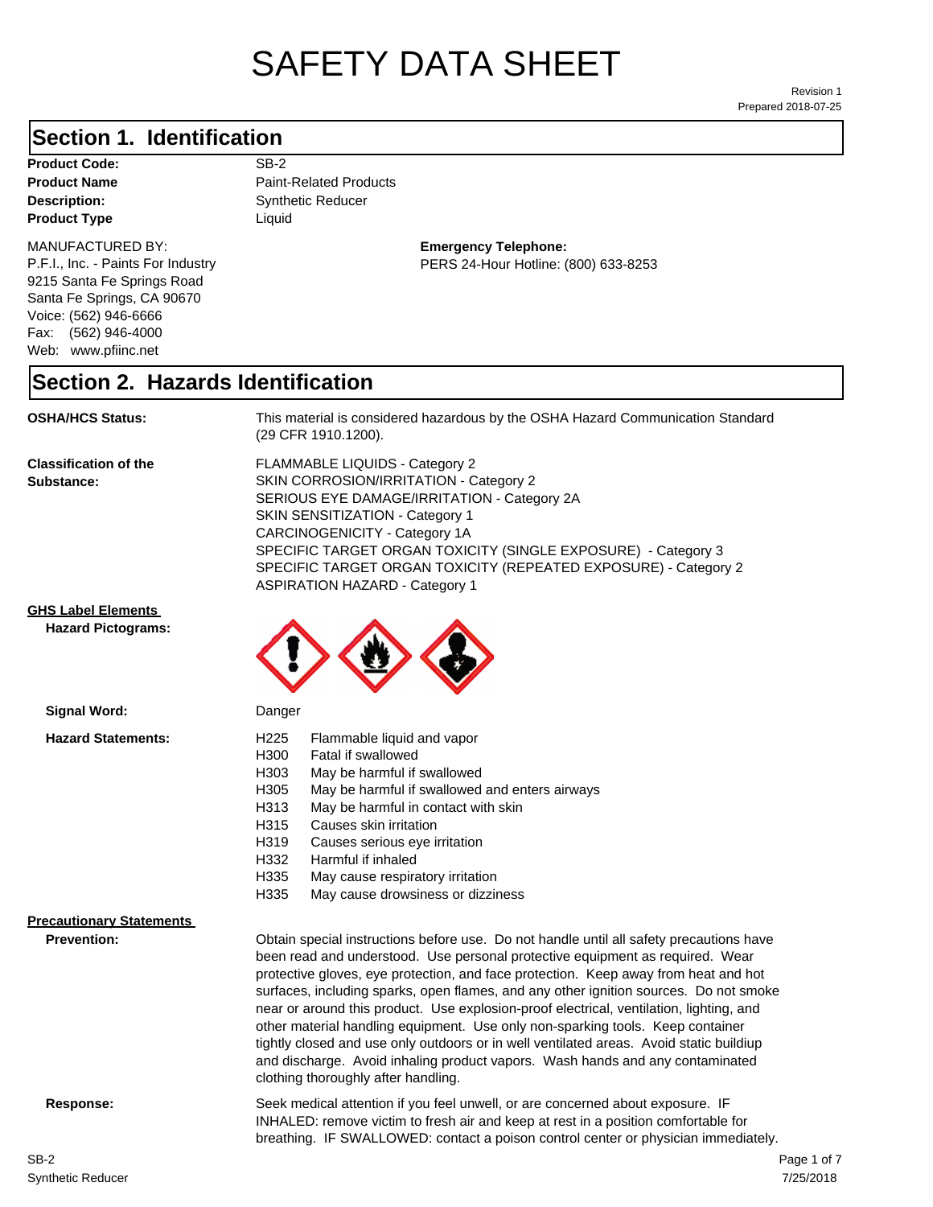# SAFETY DATA SHEET

Revision 1
Prepared 2018-07-25

## Section 1. Identification

**Product Code:** SB-2
**Product Name** Paint-Related Products
**Description:** Synthetic Reducer
**Product Type** Liquid

MANUFACTURED BY:
P.F.I., Inc. - Paints For Industry
9215 Santa Fe Springs Road
Santa Fe Springs, CA 90670
Voice: (562) 946-6666
Fax: (562) 946-4000
Web: www.pfiinc.net

**Emergency Telephone:**
PERS 24-Hour Hotline: (800) 633-8253

## Section 2. Hazards Identification

**OSHA/HCS Status:** This material is considered hazardous by the OSHA Hazard Communication Standard (29 CFR 1910.1200).

**Classification of the Substance:**
FLAMMABLE LIQUIDS - Category 2
SKIN CORROSION/IRRITATION - Category 2
SERIOUS EYE DAMAGE/IRRITATION - Category 2A
SKIN SENSITIZATION - Category 1
CARCINOGENICITY - Category 1A
SPECIFIC TARGET ORGAN TOXICITY (SINGLE EXPOSURE) - Category 3
SPECIFIC TARGET ORGAN TOXICITY (REPEATED EXPOSURE) - Category 2
ASPIRATION HAZARD - Category 1

**GHS Label Elements**

**Hazard Pictograms:**

**Signal Word:** Danger

**Hazard Statements:**

| | |
|---|---|
| H225 | Flammable liquid and vapor |
| H300 | Fatal if swallowed |
| H303 | May be harmful if swallowed |
| H305 | May be harmful if swallowed and enters airways |
| H313 | May be harmful in contact with skin |
| H315 | Causes skin irritation |
| H319 | Causes serious eye irritation |
| H332 | Harmful if inhaled |
| H335 | May cause respiratory irritation |
| H335 | May cause drowsiness or dizziness |

**Precautionary Statements**

**Prevention:** Obtain special instructions before use. Do not handle until all safety precautions have been read and understood. Use personal protective equipment as required. Wear protective gloves, eye protection, and face protection. Keep away from heat and hot surfaces, including sparks, open flames, and any other ignition sources. Do not smoke near or around this product. Use explosion-proof electrical, ventilation, lighting, and other material handling equipment. Use only non-sparking tools. Keep container tightly closed and use only outdoors or in well ventilated areas. Avoid static buildiup and discharge. Avoid inhaling product vapors. Wash hands and any contaminated clothing thoroughly after handling.

**Response:** Seek medical attention if you feel unwell, or are concerned about exposure. IF INHALED: remove victim to fresh air and keep at rest in a position comfortable for breathing. IF SWALLOWED: contact a poison control center or physician immediately.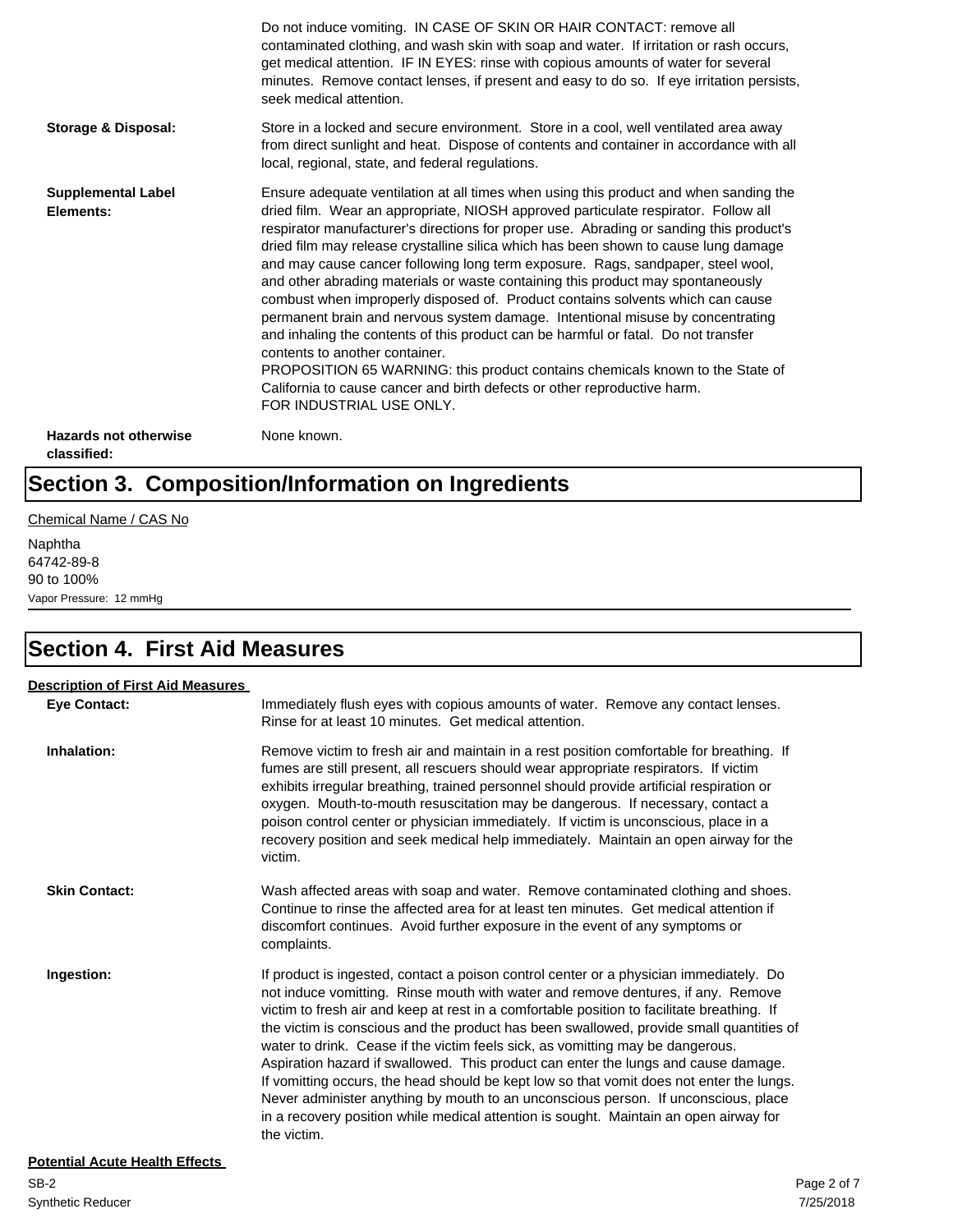Do not induce vomiting. IN CASE OF SKIN OR HAIR CONTACT: remove all contaminated clothing, and wash skin with soap and water. If irritation or rash occurs, get medical attention. IF IN EYES: rinse with copious amounts of water for several minutes. Remove contact lenses, if present and easy to do so. If eye irritation persists, seek medical attention.

**Storage & Disposal:** Store in a locked and secure environment. Store in a cool, well ventilated area away from direct sunlight and heat. Dispose of contents and container in accordance with all local, regional, state, and federal regulations.

**Supplemental Label Elements:** Ensure adequate ventilation at all times when using this product and when sanding the dried film. Wear an appropriate, NIOSH approved particulate respirator. Follow all respirator manufacturer's directions for proper use. Abrading or sanding this product's dried film may release crystalline silica which has been shown to cause lung damage and may cause cancer following long term exposure. Rags, sandpaper, steel wool, and other abrading materials or waste containing this product may spontaneously combust when improperly disposed of. Product contains solvents which can cause permanent brain and nervous system damage. Intentional misuse by concentrating and inhaling the contents of this product can be harmful or fatal. Do not transfer contents to another container.
PROPOSITION 65 WARNING: this product contains chemicals known to the State of California to cause cancer and birth defects or other reproductive harm.
FOR INDUSTRIAL USE ONLY.

**Hazards not otherwise classified:** None known.

# Section 3. Composition/Information on Ingredients

Chemical Name / CAS No

Naphtha
64742-89-8
90 to 100%
Vapor Pressure: 12 mmHg

# Section 4. First Aid Measures

**Description of First Aid Measures**

**Eye Contact:** Immediately flush eyes with copious amounts of water. Remove any contact lenses. Rinse for at least 10 minutes. Get medical attention.

**Inhalation:** Remove victim to fresh air and maintain in a rest position comfortable for breathing. If fumes are still present, all rescuers should wear appropriate respirators. If victim exhibits irregular breathing, trained personnel should provide artificial respiration or oxygen. Mouth-to-mouth resuscitation may be dangerous. If necessary, contact a poison control center or physician immediately. If victim is unconscious, place in a recovery position and seek medical help immediately. Maintain an open airway for the victim.

**Skin Contact:** Wash affected areas with soap and water. Remove contaminated clothing and shoes. Continue to rinse the affected area for at least ten minutes. Get medical attention if discomfort continues. Avoid further exposure in the event of any symptoms or complaints.

**Ingestion:** If product is ingested, contact a poison control center or a physician immediately. Do not induce vomitting. Rinse mouth with water and remove dentures, if any. Remove victim to fresh air and keep at rest in a comfortable position to facilitate breathing. If the victim is conscious and the product has been swallowed, provide small quantities of water to drink. Cease if the victim feels sick, as vomitting may be dangerous. Aspiration hazard if swallowed. This product can enter the lungs and cause damage. If vomitting occurs, the head should be kept low so that vomit does not enter the lungs. Never administer anything by mouth to an unconscious person. If unconscious, place in a recovery position while medical attention is sought. Maintain an open airway for the victim.

**Potential Acute Health Effects**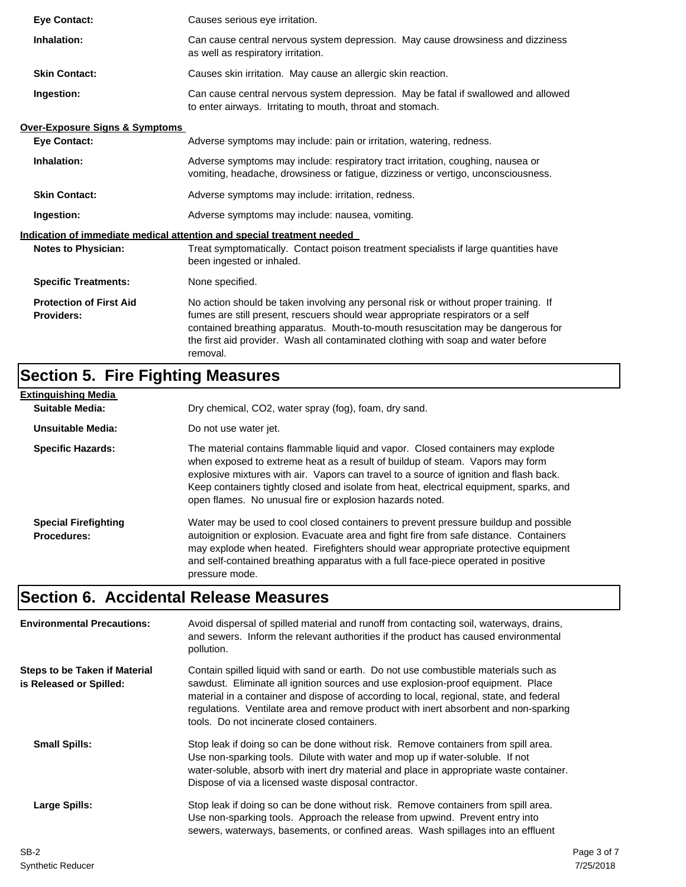**Eye Contact:** Causes serious eye irritation.

**Inhalation:** Can cause central nervous system depression. May cause drowsiness and dizziness as well as respiratory irritation.

**Skin Contact:** Causes skin irritation. May cause an allergic skin reaction.

**Ingestion:** Can cause central nervous system depression. May be fatal if swallowed and allowed to enter airways. Irritating to mouth, throat and stomach.

**Over-Exposure Signs & Symptoms**

**Eye Contact:** Adverse symptoms may include: pain or irritation, watering, redness.

**Inhalation:** Adverse symptoms may include: respiratory tract irritation, coughing, nausea or vomiting, headache, drowsiness or fatigue, dizziness or vertigo, unconsciousness.

**Skin Contact:** Adverse symptoms may include: irritation, redness.

**Ingestion:** Adverse symptoms may include: nausea, vomiting.

**Indication of immediate medical attention and special treatment needed**

**Notes to Physician:** Treat symptomatically. Contact poison treatment specialists if large quantities have been ingested or inhaled.

**Specific Treatments:** None specified.

**Protection of First Aid Providers:** No action should be taken involving any personal risk or without proper training. If fumes are still present, rescuers should wear appropriate respirators or a self contained breathing apparatus. Mouth-to-mouth resuscitation may be dangerous for the first aid provider. Wash all contaminated clothing with soap and water before removal.

## Section 5. Fire Fighting Measures

**Extinguishing Media**

**Suitable Media:** Dry chemical, CO2, water spray (fog), foam, dry sand.

**Unsuitable Media:** Do not use water jet.

**Specific Hazards:** The material contains flammable liquid and vapor. Closed containers may explode when exposed to extreme heat as a result of buildup of steam. Vapors may form explosive mixtures with air. Vapors can travel to a source of ignition and flash back. Keep containers tightly closed and isolate from heat, electrical equipment, sparks, and open flames. No unusual fire or explosion hazards noted.

**Special Firefighting Procedures:** Water may be used to cool closed containers to prevent pressure buildup and possible autoignition or explosion. Evacuate area and fight fire from safe distance. Containers may explode when heated. Firefighters should wear appropriate protective equipment and self-contained breathing apparatus with a full face-piece operated in positive pressure mode.

## Section 6. Accidental Release Measures

**Environmental Precautions:** Avoid dispersal of spilled material and runoff from contacting soil, waterways, drains, and sewers. Inform the relevant authorities if the product has caused environmental pollution.

**Steps to be Taken if Material is Released or Spilled:** Contain spilled liquid with sand or earth. Do not use combustible materials such as sawdust. Eliminate all ignition sources and use explosion-proof equipment. Place material in a container and dispose of according to local, regional, state, and federal regulations. Ventilate area and remove product with inert absorbent and non-sparking tools. Do not incinerate closed containers.

**Small Spills:** Stop leak if doing so can be done without risk. Remove containers from spill area. Use non-sparking tools. Dilute with water and mop up if water-soluble. If not water-soluble, absorb with inert dry material and place in appropriate waste container. Dispose of via a licensed waste disposal contractor.

**Large Spills:** Stop leak if doing so can be done without risk. Remove containers from spill area. Use non-sparking tools. Approach the release from upwind. Prevent entry into sewers, waterways, basements, or confined areas. Wash spillages into an effluent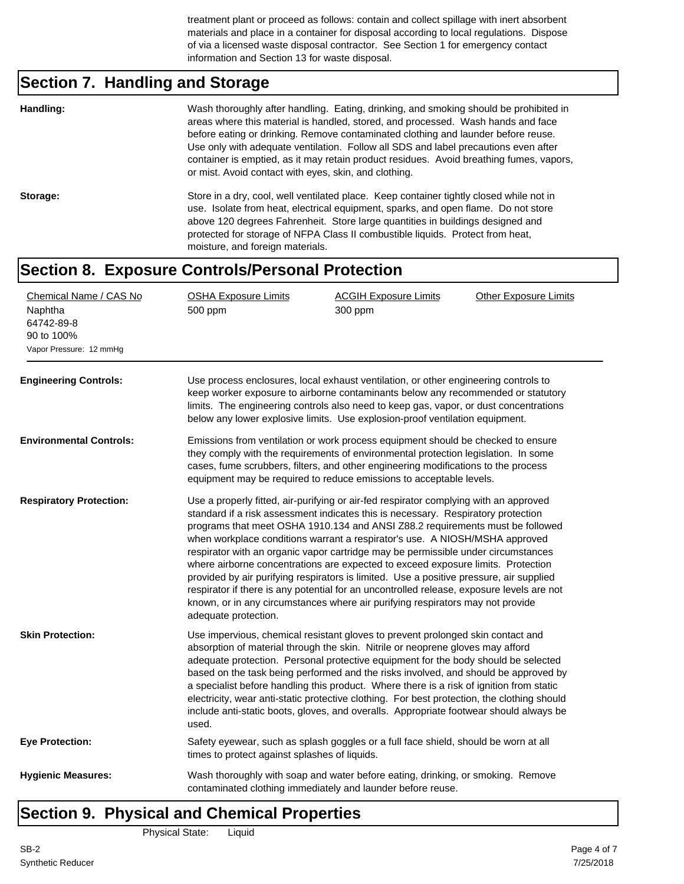treatment plant or proceed as follows: contain and collect spillage with inert absorbent materials and place in a container for disposal according to local regulations. Dispose of via a licensed waste disposal contractor. See Section 1 for emergency contact information and Section 13 for waste disposal.

## Section 7. Handling and Storage

**Handling:** Wash thoroughly after handling. Eating, drinking, and smoking should be prohibited in areas where this material is handled, stored, and processed. Wash hands and face before eating or drinking. Remove contaminated clothing and launder before reuse. Use only with adequate ventilation. Follow all SDS and label precautions even after container is emptied, as it may retain product residues. Avoid breathing fumes, vapors, or mist. Avoid contact with eyes, skin, and clothing.

**Storage:** Store in a dry, cool, well ventilated place. Keep container tightly closed while not in use. Isolate from heat, electrical equipment, sparks, and open flame. Do not store above 120 degrees Fahrenheit. Store large quantities in buildings designed and protected for storage of NFPA Class II combustible liquids. Protect from heat, moisture, and foreign materials.

## Section 8. Exposure Controls/Personal Protection

| Chemical Name / CAS No | OSHA Exposure Limits | ACGIH Exposure Limits | Other Exposure Limits |
|---|---|---|---|
| Naphtha<br>64742-89-8<br>90 to 100%<br>Vapor Pressure: 12 mmHg | 500 ppm | 300 ppm | |

**Engineering Controls:** Use process enclosures, local exhaust ventilation, or other engineering controls to keep worker exposure to airborne contaminants below any recommended or statutory limits. The engineering controls also need to keep gas, vapor, or dust concentrations below any lower explosive limits. Use explosion-proof ventilation equipment.

**Environmental Controls:** Emissions from ventilation or work process equipment should be checked to ensure they comply with the requirements of environmental protection legislation. In some cases, fume scrubbers, filters, and other engineering modifications to the process equipment may be required to reduce emissions to acceptable levels.

**Respiratory Protection:** Use a properly fitted, air-purifying or air-fed respirator complying with an approved standard if a risk assessment indicates this is necessary. Respiratory protection programs that meet OSHA 1910.134 and ANSI Z88.2 requirements must be followed when workplace conditions warrant a respirator's use. A NIOSH/MSHA approved respirator with an organic vapor cartridge may be permissible under circumstances where airborne concentrations are expected to exceed exposure limits. Protection provided by air purifying respirators is limited. Use a positive pressure, air supplied respirator if there is any potential for an uncontrolled release, exposure levels are not known, or in any circumstances where air purifying respirators may not provide adequate protection.

**Skin Protection:** Use impervious, chemical resistant gloves to prevent prolonged skin contact and absorption of material through the skin. Nitrile or neoprene gloves may afford adequate protection. Personal protective equipment for the body should be selected based on the task being performed and the risks involved, and should be approved by a specialist before handling this product. Where there is a risk of ignition from static electricity, wear anti-static protective clothing. For best protection, the clothing should include anti-static boots, gloves, and overalls. Appropriate footwear should always be used.

**Eye Protection:** Safety eyewear, such as splash goggles or a full face shield, should be worn at all times to protect against splashes of liquids.

**Hygienic Measures:** Wash thoroughly with soap and water before eating, drinking, or smoking. Remove contaminated clothing immediately and launder before reuse.

## Section 9. Physical and Chemical Properties

Physical State: Liquid

SB-2
Synthetic Reducer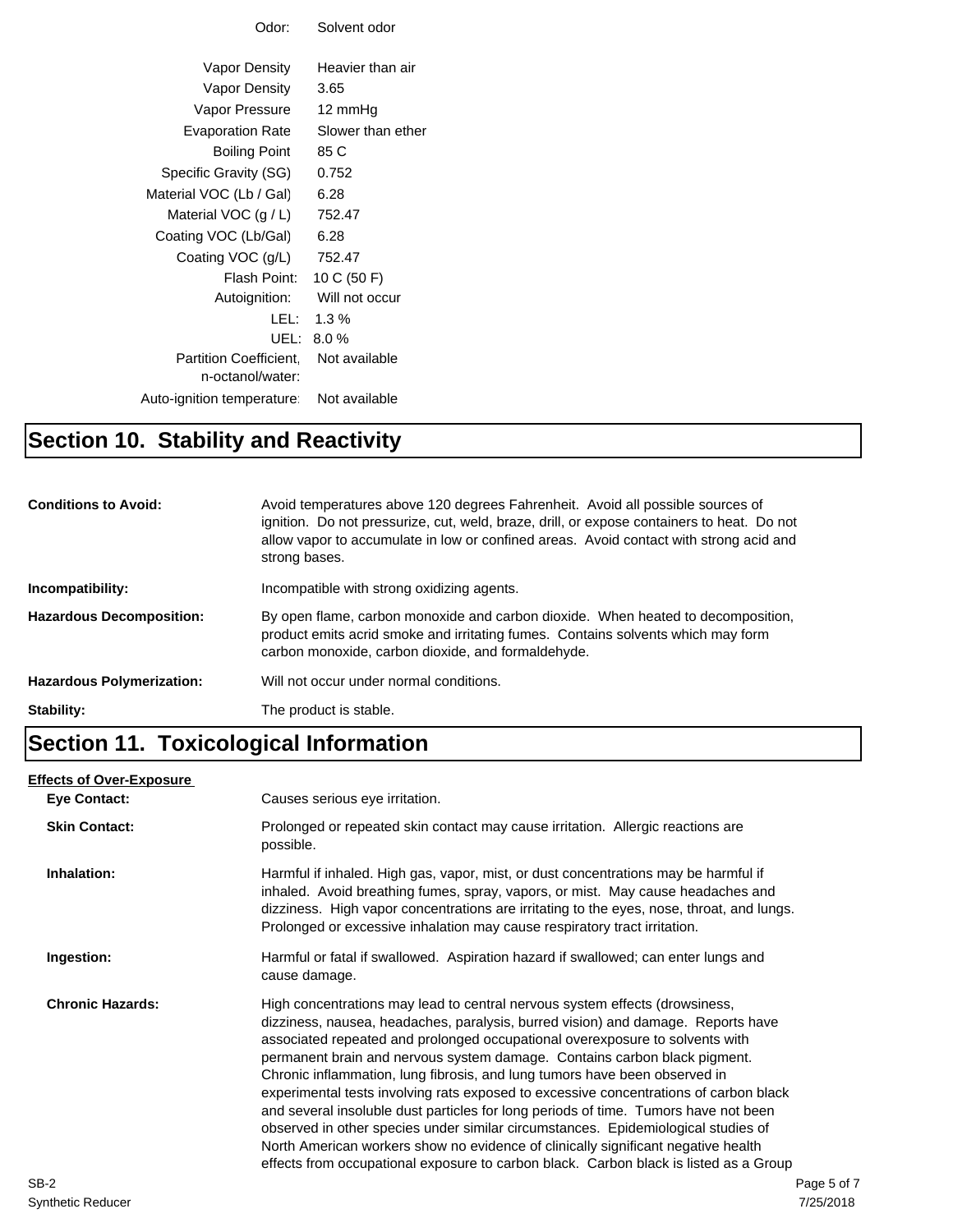| | |
|---|---|
| Odor: | Solvent odor |
| Vapor Density | Heavier than air |
| Vapor Density | 3.65 |
| Vapor Pressure | 12 mmHg |
| Evaporation Rate | Slower than ether |
| Boiling Point | 85 C |
| Specific Gravity (SG) | 0.752 |
| Material VOC (Lb / Gal) | 6.28 |
| Material VOC (g / L) | 752.47 |
| Coating VOC (Lb/Gal) | 6.28 |
| Coating VOC (g/L) | 752.47 |
| Flash Point: | 10 C (50 F) |
| Autoignition: | Will not occur |
| LEL: | 1.3 % |
| UEL: | 8.0 % |
| Partition Coefficient, n-octanol/water: | Not available |
| Auto-ignition temperature: | Not available |

# Section 10. Stability and Reactivity

**Conditions to Avoid:** Avoid temperatures above 120 degrees Fahrenheit. Avoid all possible sources of ignition. Do not pressurize, cut, weld, braze, drill, or expose containers to heat. Do not allow vapor to accumulate in low or confined areas. Avoid contact with strong acid and strong bases.

**Incompatibility:** Incompatible with strong oxidizing agents.

**Hazardous Decomposition:** By open flame, carbon monoxide and carbon dioxide. When heated to decomposition, product emits acrid smoke and irritating fumes. Contains solvents which may form carbon monoxide, carbon dioxide, and formaldehyde.

**Hazardous Polymerization:** Will not occur under normal conditions.

**Stability:** The product is stable.

# Section 11. Toxicological Information

**Effects of Over-Exposure**

**Eye Contact:** Causes serious eye irritation.

**Skin Contact:** Prolonged or repeated skin contact may cause irritation. Allergic reactions are possible.

**Inhalation:** Harmful if inhaled. High gas, vapor, mist, or dust concentrations may be harmful if inhaled. Avoid breathing fumes, spray, vapors, or mist. May cause headaches and dizziness. High vapor concentrations are irritating to the eyes, nose, throat, and lungs. Prolonged or excessive inhalation may cause respiratory tract irritation.

**Ingestion:** Harmful or fatal if swallowed. Aspiration hazard if swallowed; can enter lungs and cause damage.

**Chronic Hazards:** High concentrations may lead to central nervous system effects (drowsiness, dizziness, nausea, headaches, paralysis, burred vision) and damage. Reports have associated repeated and prolonged occupational overexposure to solvents with permanent brain and nervous system damage. Contains carbon black pigment. Chronic inflammation, lung fibrosis, and lung tumors have been observed in experimental tests involving rats exposed to excessive concentrations of carbon black and several insoluble dust particles for long periods of time. Tumors have not been observed in other species under similar circumstances. Epidemiological studies of North American workers show no evidence of clinically significant negative health effects from occupational exposure to carbon black. Carbon black is listed as a Group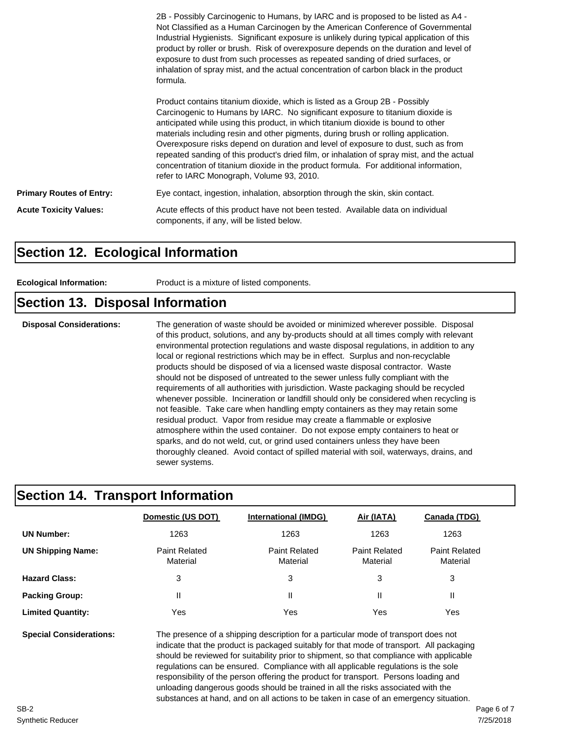2B - Possibly Carcinogenic to Humans, by IARC and is proposed to be listed as A4 - Not Classified as a Human Carcinogen by the American Conference of Governmental Industrial Hygienists. Significant exposure is unlikely during typical application of this product by roller or brush. Risk of overexposure depends on the duration and level of exposure to dust from such processes as repeated sanding of dried surfaces, or inhalation of spray mist, and the actual concentration of carbon black in the product formula.

Product contains titanium dioxide, which is listed as a Group 2B - Possibly Carcinogenic to Humans by IARC. No significant exposure to titanium dioxide is anticipated while using this product, in which titanium dioxide is bound to other materials including resin and other pigments, during brush or rolling application. Overexposure risks depend on duration and level of exposure to dust, such as from repeated sanding of this product's dried film, or inhalation of spray mist, and the actual concentration of titanium dioxide in the product formula. For additional information, refer to IARC Monograph, Volume 93, 2010.

**Primary Routes of Entry:** Eye contact, ingestion, inhalation, absorption through the skin, skin contact.

**Acute Toxicity Values:** Acute effects of this product have not been tested. Available data on individual components, if any, will be listed below.

## Section 12. Ecological Information

**Ecological Information:** Product is a mixture of listed components.

## Section 13. Disposal Information

**Disposal Considerations:** The generation of waste should be avoided or minimized wherever possible. Disposal of this product, solutions, and any by-products should at all times comply with relevant environmental protection regulations and waste disposal regulations, in addition to any local or regional restrictions which may be in effect. Surplus and non-recyclable products should be disposed of via a licensed waste disposal contractor. Waste should not be disposed of untreated to the sewer unless fully compliant with the requirements of all authorities with jurisdiction. Waste packaging should be recycled whenever possible. Incineration or landfill should only be considered when recycling is not feasible. Take care when handling empty containers as they may retain some residual product. Vapor from residue may create a flammable or explosive atmosphere within the used container. Do not expose empty containers to heat or sparks, and do not weld, cut, or grind used containers unless they have been thoroughly cleaned. Avoid contact of spilled material with soil, waterways, drains, and sewer systems.

## Section 14. Transport Information

| | Domestic (US DOT) | International (IMDG) | Air (IATA) | Canada (TDG) |
|---|---|---|---|---|
| **UN Number:** | 1263 | 1263 | 1263 | 1263 |
| **UN Shipping Name:** | Paint Related Material | Paint Related Material | Paint Related Material | Paint Related Material |
| **Hazard Class:** | 3 | 3 | 3 | 3 |
| **Packing Group:** | II | II | II | II |
| **Limited Quantity:** | Yes | Yes | Yes | Yes |

**Special Considerations:** The presence of a shipping description for a particular mode of transport does not indicate that the product is packaged suitably for that mode of transport. All packaging should be reviewed for suitability prior to shipment, so that compliance with applicable regulations can be ensured. Compliance with all applicable regulations is the sole responsibility of the person offering the product for transport. Persons loading and unloading dangerous goods should be trained in all the risks associated with the substances at hand, and on all actions to be taken in case of an emergency situation.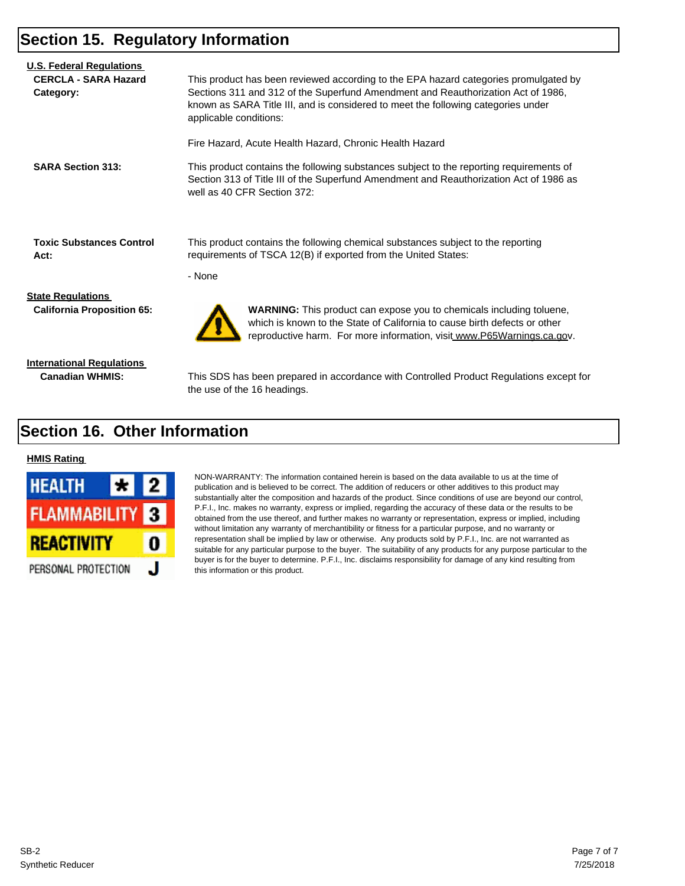# Section 15. Regulatory Information

### U.S. Federal Regulations

**CERCLA - SARA Hazard Category:**

This product has been reviewed according to the EPA hazard categories promulgated by Sections 311 and 312 of the Superfund Amendment and Reauthorization Act of 1986, known as SARA Title III, and is considered to meet the following categories under applicable conditions:

Fire Hazard, Acute Health Hazard, Chronic Health Hazard

**SARA Section 313:**

This product contains the following substances subject to the reporting requirements of Section 313 of Title III of the Superfund Amendment and Reauthorization Act of 1986 as well as 40 CFR Section 372:

**Toxic Substances Control Act:**

This product contains the following chemical substances subject to the reporting requirements of TSCA 12(B) if exported from the United States:

- None

### State Regulations

**California Proposition 65:**

**WARNING:** This product can expose you to chemicals including toluene, which is known to the State of California to cause birth defects or other reproductive harm. For more information, visit www.P65Warnings.ca.gov.

### International Regulations

**Canadian WHMIS:**

This SDS has been prepared in accordance with Controlled Product Regulations except for the use of the 16 headings.

# Section 16. Other Information

### HMIS Rating

| | | |
|---|---|---|
| HEALTH | * | 2 |
| FLAMMABILITY | | 3 |
| REACTIVITY | | 0 |
| PERSONAL PROTECTION | | J |

NON-WARRANTY: The information contained herein is based on the data available to us at the time of publication and is believed to be correct. The addition of reducers or other additives to this product may substantially alter the composition and hazards of the product. Since conditions of use are beyond our control, P.F.I., Inc. makes no warranty, express or implied, regarding the accuracy of these data or the results to be obtained from the use thereof, and further makes no warranty or representation, express or implied, including without limitation any warranty of merchantability or fitness for a particular purpose, and no warranty or representation shall be implied by law or otherwise. Any products sold by P.F.I., Inc. are not warranted as suitable for any particular purpose to the buyer. The suitability of any products for any purpose particular to the buyer is for the buyer to determine. P.F.I., Inc. disclaims responsibility for damage of any kind resulting from this information or this product.

SB-2
Synthetic Reducer

7/25/2018